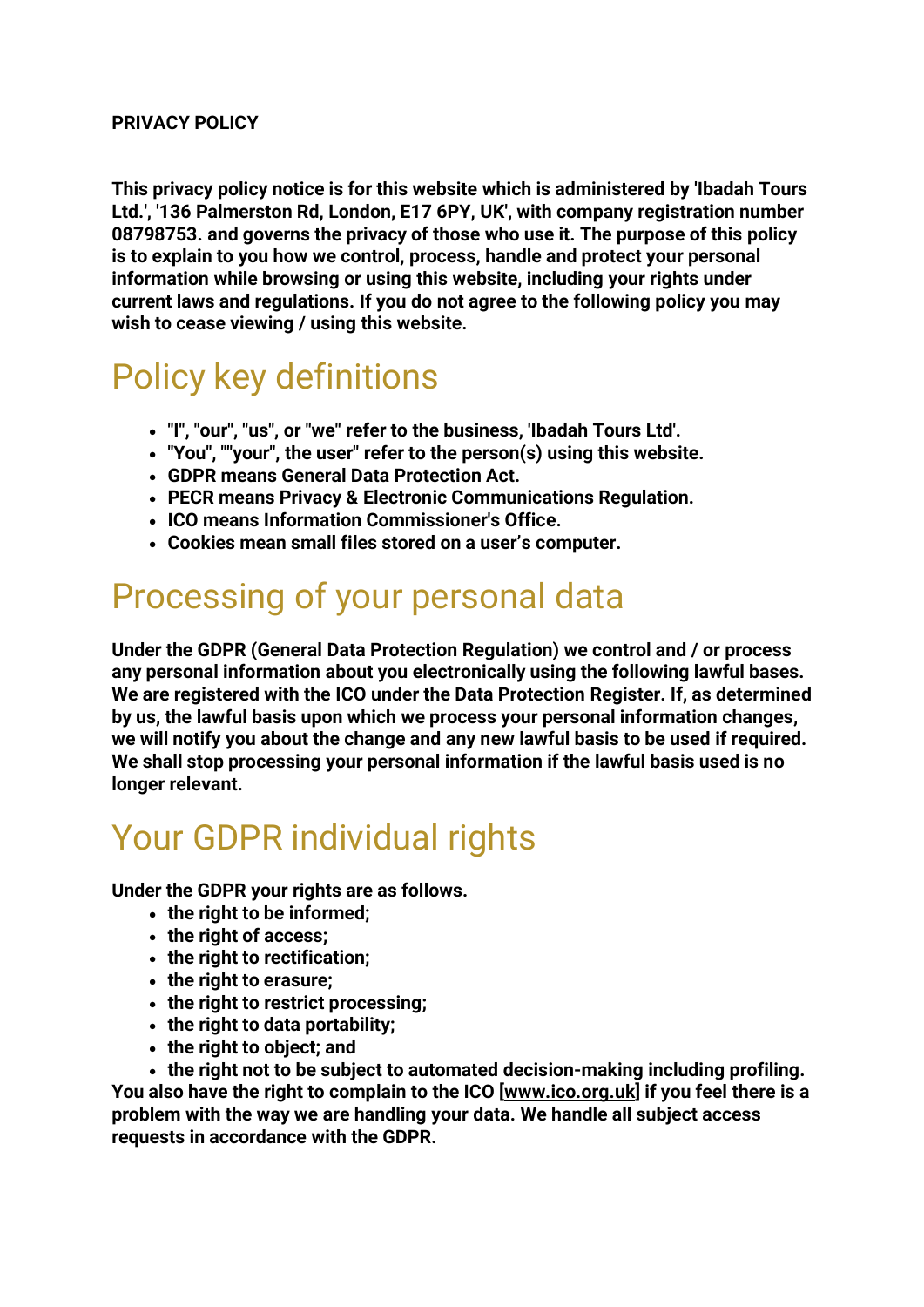**PRIVACY POLICY**

**This privacy policy notice is for this website which is administered by 'Ibadah Tours Ltd.', '136 Palmerston Rd, London, E17 6PY, UK', with company registration number 08798753. and governs the privacy of those who use it. The purpose of this policy is to explain to you how we control, process, handle and protect your personal information while browsing or using this website, including your rights under current laws and regulations. If you do not agree to the following policy you may wish to cease viewing / using this website.**

# Policy key definitions

- **"I", "our", "us", or "we" refer to the business, 'Ibadah Tours Ltd'.**
- **"You", ""your", the user" refer to the person(s) using this website.**
- **GDPR means General Data Protection Act.**
- **PECR means Privacy & Electronic Communications Regulation.**
- **ICO means Information Commissioner's Office.**
- **Cookies mean small files stored on a user's computer.**

# Processing of your personal data

**Under the GDPR (General Data Protection Regulation) we control and / or process any personal information about you electronically using the following lawful bases. We are registered with the ICO under the Data Protection Register. If, as determined by us, the lawful basis upon which we process your personal information changes, we will notify you about the change and any new lawful basis to be used if required. We shall stop processing your personal information if the lawful basis used is no longer relevant.**

# Your GDPR individual rights

**Under the GDPR your rights are as follows.**

- **the right to be informed;**
- **the right of access;**
- **the right to rectification;**
- **the right to erasure;**
- **the right to restrict processing;**
- **the right to data portability;**
- **the right to object; and**
- **the right not to be subject to automated decision-making including profiling.**

**You also have the right to complain to the ICO [www.ico.org.uk] if you feel there is a problem with the way we are handling your data. We handle all subject access requests in accordance with the GDPR.**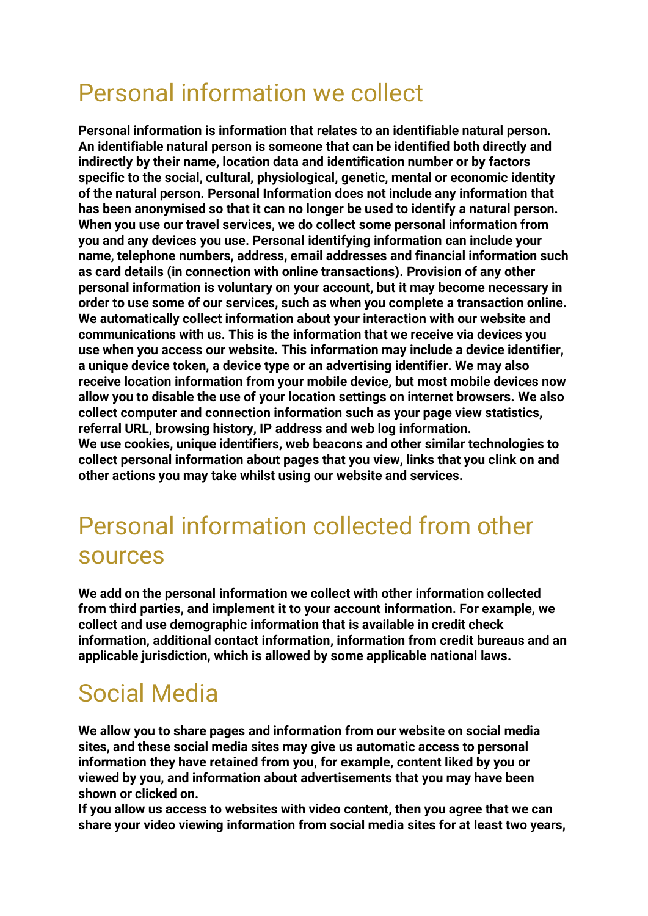## Personal information we collect

**Personal information is information that relates to an identifiable natural person. An identifiable natural person is someone that can be identified both directly and indirectly by their name, location data and identification number or by factors specific to the social, cultural, physiological, genetic, mental or economic identity of the natural person. Personal Information does not include any information that has been anonymised so that it can no longer be used to identify a natural person. When you use our travel services, we do collect some personal information from you and any devices you use. Personal identifying information can include your name, telephone numbers, address, email addresses and financial information such as card details (in connection with online transactions). Provision of any other personal information is voluntary on your account, but it may become necessary in order to use some of our services, such as when you complete a transaction online. We automatically collect information about your interaction with our website and communications with us. This is the information that we receive via devices you use when you access our website. This information may include a device identifier, a unique device token, a device type or an advertising identifier. We may also receive location information from your mobile device, but most mobile devices now allow you to disable the use of your location settings on internet browsers. We also collect computer and connection information such as your page view statistics, referral URL, browsing history, IP address and web log information.**
**We use cookies, unique identifiers, web beacons and other similar technologies to collect personal information about pages that you view, links that you clink on and other actions you may take whilst using our website and services.**

## Personal information collected from other sources

**We add on the personal information we collect with other information collected from third parties, and implement it to your account information. For example, we collect and use demographic information that is available in credit check information, additional contact information, information from credit bureaus and an applicable jurisdiction, which is allowed by some applicable national laws.**

## Social Media

**We allow you to share pages and information from our website on social media sites, and these social media sites may give us automatic access to personal information they have retained from you, for example, content liked by you or viewed by you, and information about advertisements that you may have been shown or clicked on.**
**If you allow us access to websites with video content, then you agree that we can share your video viewing information from social media sites for at least two years,**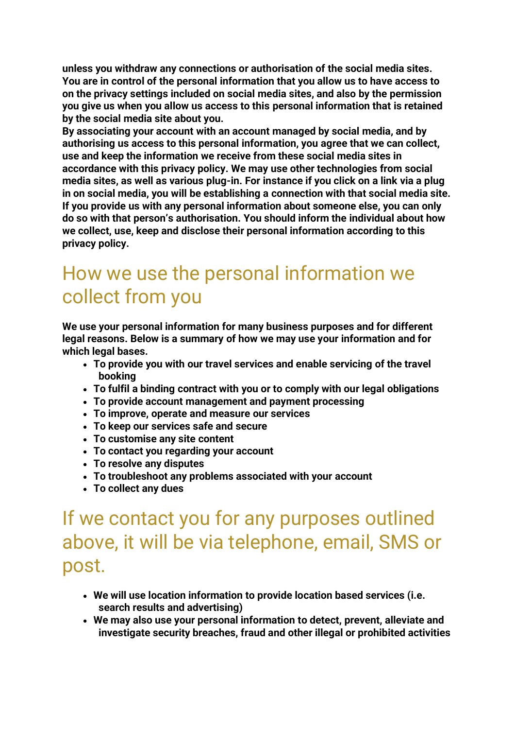**unless you withdraw any connections or authorisation of the social media sites. You are in control of the personal information that you allow us to have access to on the privacy settings included on social media sites, and also by the permission you give us when you allow us access to this personal information that is retained by the social media site about you.**
**By associating your account with an account managed by social media, and by authorising us access to this personal information, you agree that we can collect, use and keep the information we receive from these social media sites in accordance with this privacy policy. We may use other technologies from social media sites, as well as various plug-in. For instance if you click on a link via a plug in on social media, you will be establishing a connection with that social media site. If you provide us with any personal information about someone else, you can only do so with that person's authorisation. You should inform the individual about how we collect, use, keep and disclose their personal information according to this privacy policy.**

## How we use the personal information we collect from you

**We use your personal information for many business purposes and for different legal reasons. Below is a summary of how we may use your information and for which legal bases.**

- **To provide you with our travel services and enable servicing of the travel booking**
- **To fulfil a binding contract with you or to comply with our legal obligations**
- **To provide account management and payment processing**
- **To improve, operate and measure our services**
- **To keep our services safe and secure**
- **To customise any site content**
- **To contact you regarding your account**
- **To resolve any disputes**
- **To troubleshoot any problems associated with your account**
- **To collect any dues**

## If we contact you for any purposes outlined above, it will be via telephone, email, SMS or post.

- **We will use location information to provide location based services (i.e. search results and advertising)**
- **We may also use your personal information to detect, prevent, alleviate and investigate security breaches, fraud and other illegal or prohibited activities**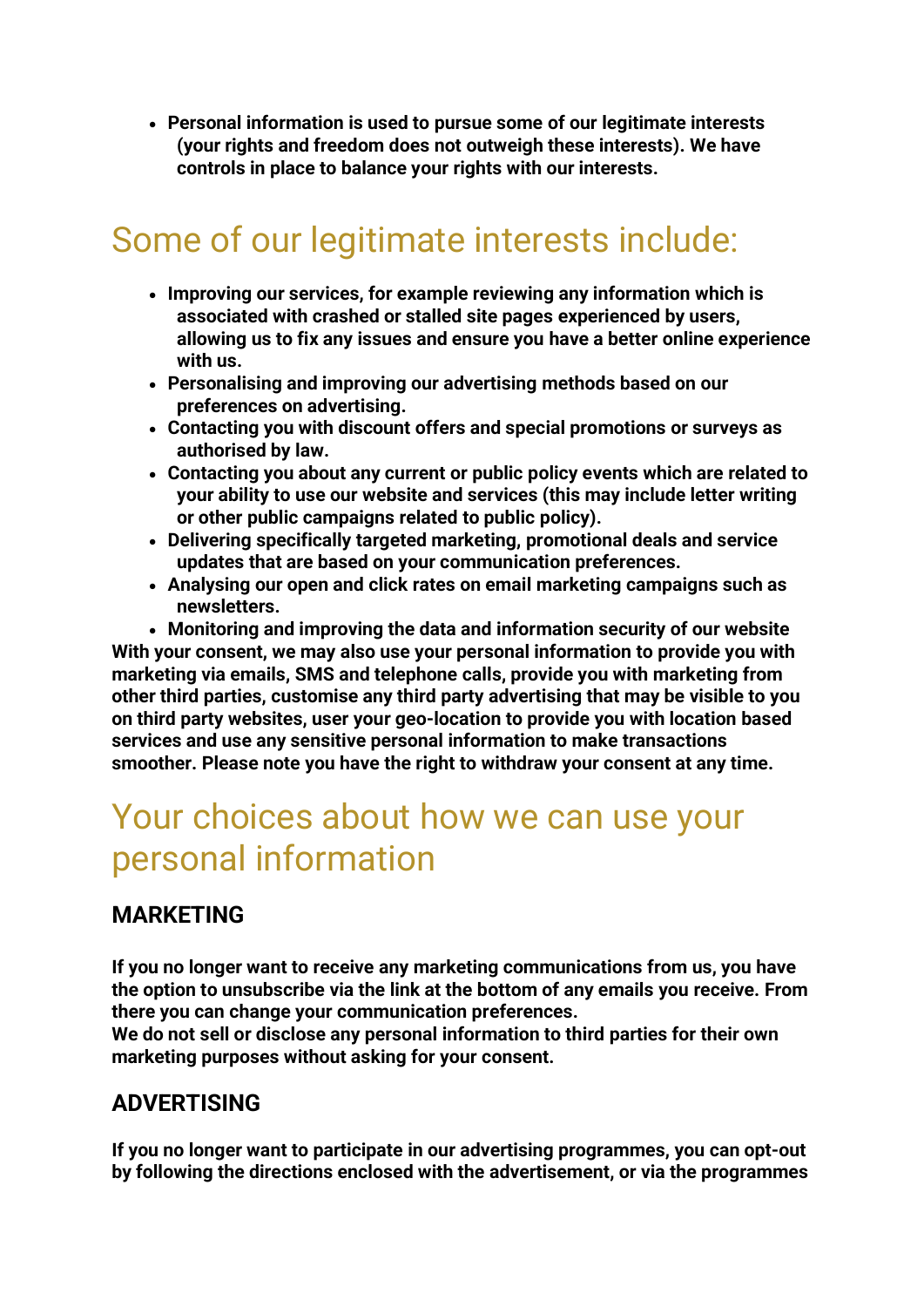- **Personal information is used to pursue some of our legitimate interests (your rights and freedom does not outweigh these interests). We have controls in place to balance your rights with our interests.**

## Some of our legitimate interests include:

- **Improving our services, for example reviewing any information which is associated with crashed or stalled site pages experienced by users, allowing us to fix any issues and ensure you have a better online experience with us.**
- **Personalising and improving our advertising methods based on our preferences on advertising.**
- **Contacting you with discount offers and special promotions or surveys as authorised by law.**
- **Contacting you about any current or public policy events which are related to your ability to use our website and services (this may include letter writing or other public campaigns related to public policy).**
- **Delivering specifically targeted marketing, promotional deals and service updates that are based on your communication preferences.**
- **Analysing our open and click rates on email marketing campaigns such as newsletters.**
- **Monitoring and improving the data and information security of our website**

**With your consent, we may also use your personal information to provide you with marketing via emails, SMS and telephone calls, provide you with marketing from other third parties, customise any third party advertising that may be visible to you on third party websites, user your geo-location to provide you with location based services and use any sensitive personal information to make transactions smoother. Please note you have the right to withdraw your consent at any time.**

## Your choices about how we can use your personal information

### MARKETING

**If you no longer want to receive any marketing communications from us, you have the option to unsubscribe via the link at the bottom of any emails you receive. From there you can change your communication preferences.**
**We do not sell or disclose any personal information to third parties for their own marketing purposes without asking for your consent.**

### ADVERTISING

**If you no longer want to participate in our advertising programmes, you can opt-out by following the directions enclosed with the advertisement, or via the programmes**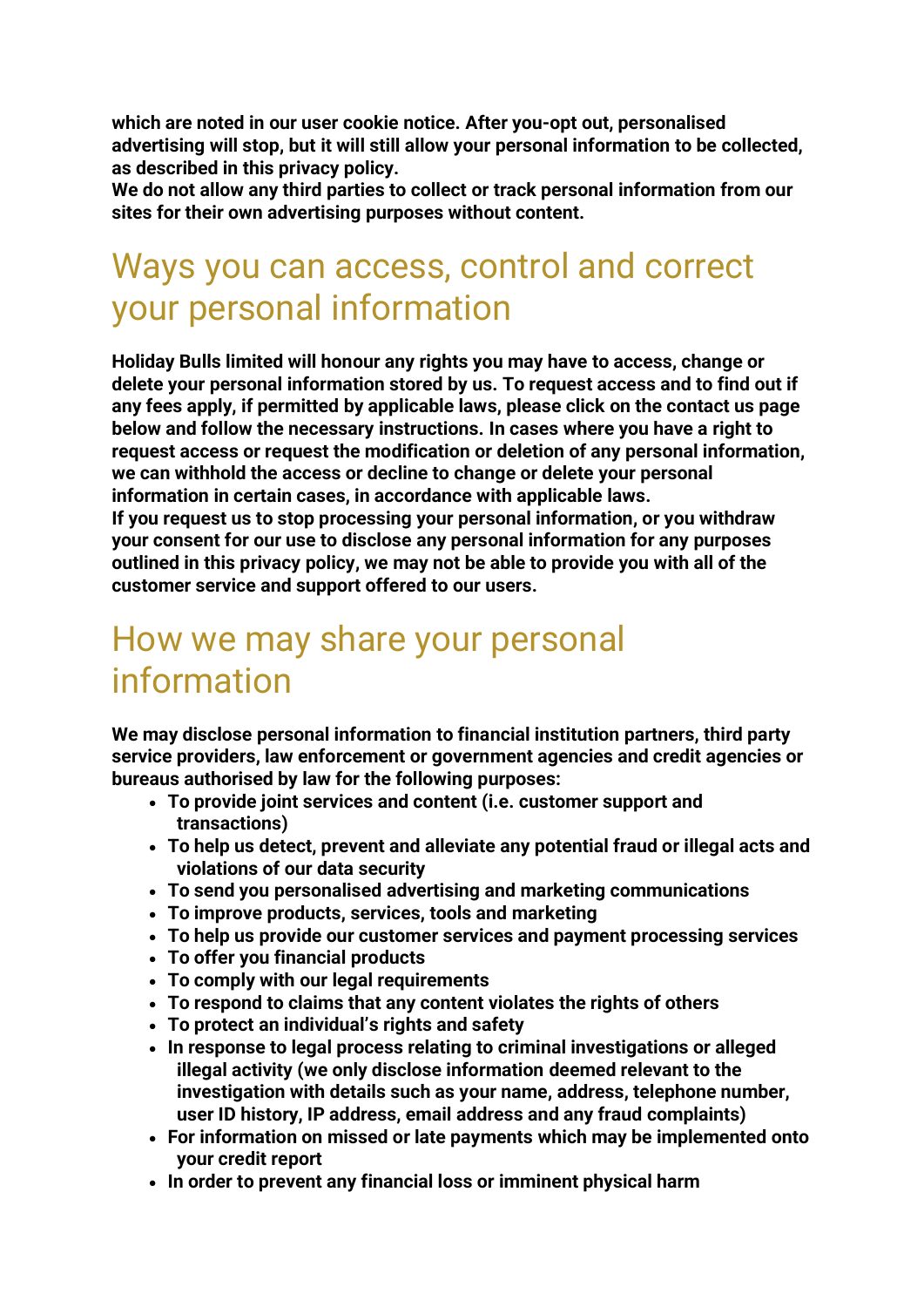**which are noted in our user cookie notice. After you-opt out, personalised advertising will stop, but it will still allow your personal information to be collected, as described in this privacy policy.**
**We do not allow any third parties to collect or track personal information from our sites for their own advertising purposes without content.**

# Ways you can access, control and correct your personal information

**Holiday Bulls limited will honour any rights you may have to access, change or delete your personal information stored by us. To request access and to find out if any fees apply, if permitted by applicable laws, please click on the contact us page below and follow the necessary instructions. In cases where you have a right to request access or request the modification or deletion of any personal information, we can withhold the access or decline to change or delete your personal information in certain cases, in accordance with applicable laws.**
**If you request us to stop processing your personal information, or you withdraw your consent for our use to disclose any personal information for any purposes outlined in this privacy policy, we may not be able to provide you with all of the customer service and support offered to our users.**

# How we may share your personal information

**We may disclose personal information to financial institution partners, third party service providers, law enforcement or government agencies and credit agencies or bureaus authorised by law for the following purposes:**

- **To provide joint services and content (i.e. customer support and transactions)**
- **To help us detect, prevent and alleviate any potential fraud or illegal acts and violations of our data security**
- **To send you personalised advertising and marketing communications**
- **To improve products, services, tools and marketing**
- **To help us provide our customer services and payment processing services**
- **To offer you financial products**
- **To comply with our legal requirements**
- **To respond to claims that any content violates the rights of others**
- **To protect an individual's rights and safety**
- **In response to legal process relating to criminal investigations or alleged illegal activity (we only disclose information deemed relevant to the investigation with details such as your name, address, telephone number, user ID history, IP address, email address and any fraud complaints)**
- **For information on missed or late payments which may be implemented onto your credit report**
- **In order to prevent any financial loss or imminent physical harm**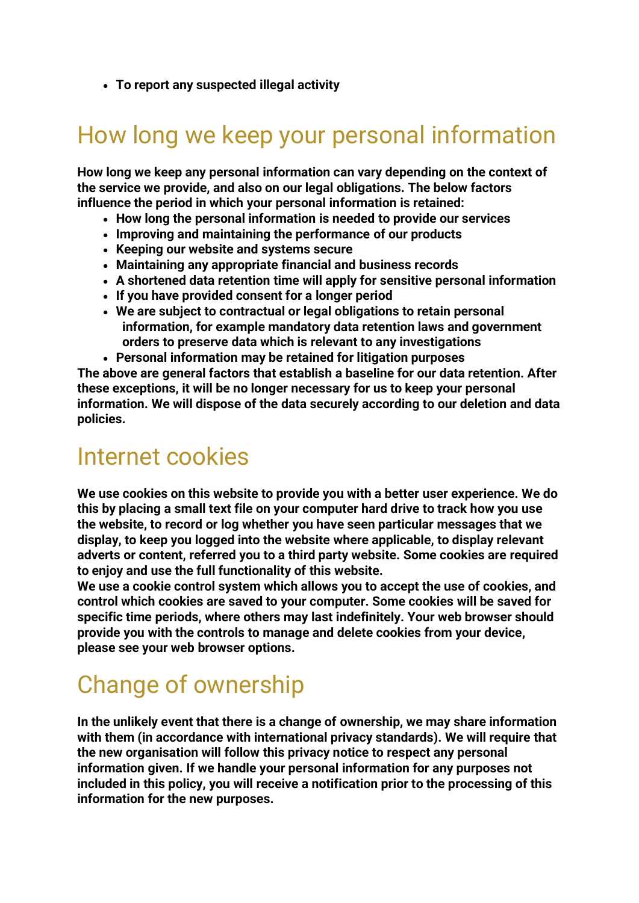- **To report any suspected illegal activity**

## How long we keep your personal information

**How long we keep any personal information can vary depending on the context of the service we provide, and also on our legal obligations. The below factors influence the period in which your personal information is retained:**

- **How long the personal information is needed to provide our services**
- **Improving and maintaining the performance of our products**
- **Keeping our website and systems secure**
- **Maintaining any appropriate financial and business records**
- **A shortened data retention time will apply for sensitive personal information**
- **If you have provided consent for a longer period**
- **We are subject to contractual or legal obligations to retain personal information, for example mandatory data retention laws and government orders to preserve data which is relevant to any investigations**
- **Personal information may be retained for litigation purposes**

**The above are general factors that establish a baseline for our data retention. After these exceptions, it will be no longer necessary for us to keep your personal information. We will dispose of the data securely according to our deletion and data policies.**

## Internet cookies

**We use cookies on this website to provide you with a better user experience. We do this by placing a small text file on your computer hard drive to track how you use the website, to record or log whether you have seen particular messages that we display, to keep you logged into the website where applicable, to display relevant adverts or content, referred you to a third party website. Some cookies are required to enjoy and use the full functionality of this website.**

**We use a cookie control system which allows you to accept the use of cookies, and control which cookies are saved to your computer. Some cookies will be saved for specific time periods, where others may last indefinitely. Your web browser should provide you with the controls to manage and delete cookies from your device, please see your web browser options.**

## Change of ownership

**In the unlikely event that there is a change of ownership, we may share information with them (in accordance with international privacy standards). We will require that the new organisation will follow this privacy notice to respect any personal information given. If we handle your personal information for any purposes not included in this policy, you will receive a notification prior to the processing of this information for the new purposes.**